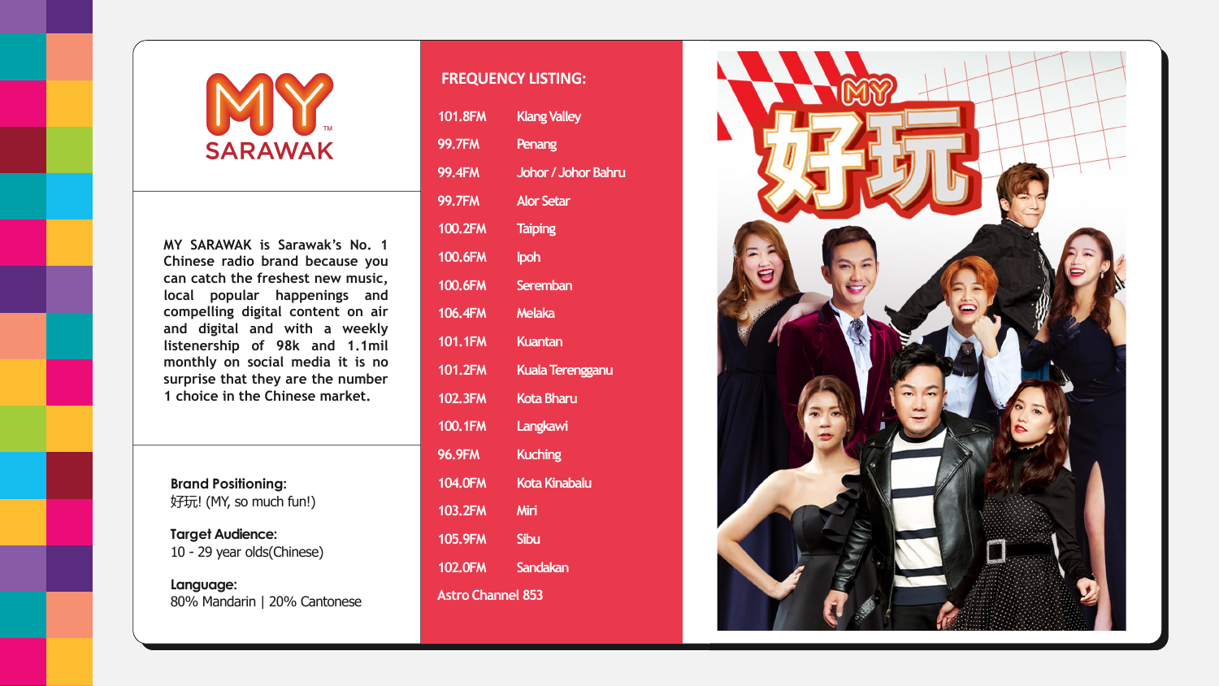# MY SARAWAK

MY SARAWAK is Sarawak's No. 1 Chinese radio brand because you can catch the freshest new music, local popular happenings and compelling digital content on air and digital and with a weekly listenership of 98k and 1.1mil monthly on social media it is no surprise that they are the number 1 choice in the Chinese market.

**Brand Positioning:**
好玩! (MY, so much fun!)

**Target Audience:**
10 - 29 year olds(Chinese)

**Language:**
80% Mandarin | 20% Cantonese

## FREQUENCY LISTING:

| Frequency | Location |
|---|---|
| 101.8FM | Klang Valley |
| 99.7FM | Penang |
| 99.4FM | Johor / Johor Bahru |
| 99.7FM | Alor Setar |
| 100.2FM | Taiping |
| 100.6FM | Ipoh |
| 100.6FM | Seremban |
| 106.4FM | Melaka |
| 101.1FM | Kuantan |
| 101.2FM | Kuala Terengganu |
| 102.3FM | Kota Bharu |
| 100.1FM | Langkawi |
| 96.9FM | Kuching |
| 104.0FM | Kota Kinabalu |
| 103.2FM | Miri |
| 105.9FM | Sibu |
| 102.0FM | Sandakan |

Astro Channel 853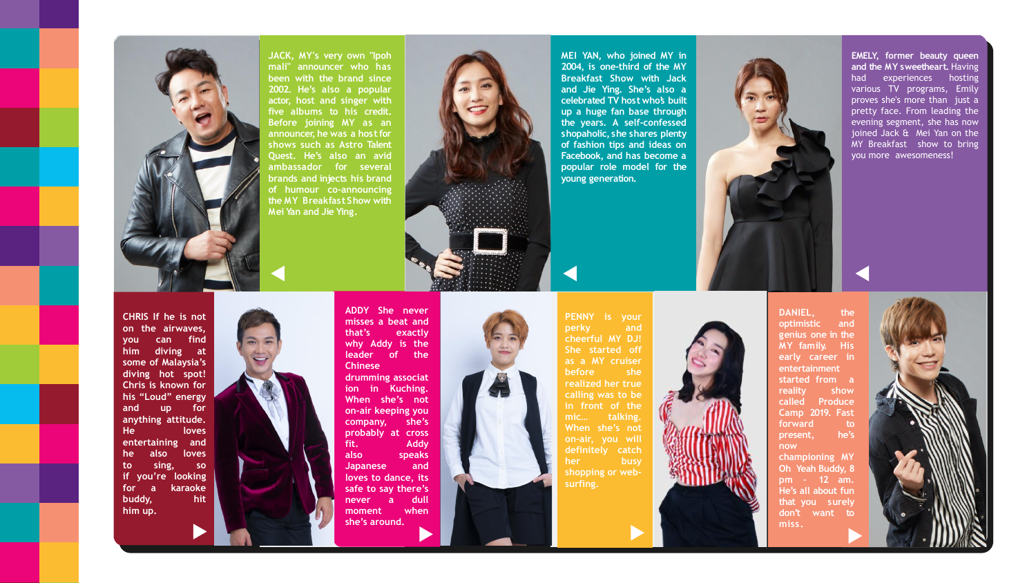**JACK**, MY's very own "Ipoh mali" announcer who has been with the brand since 2002. He's also a popular actor, host and singer with five albums to his credit. Before joining MY as an announcer, he was a host for shows such as Astro Talent Quest. He's also an avid ambassador for several brands and injects his brand of humour co-announcing the MY Breakfast Show with Mei Yan and Jie Ying.

**MEI YAN**, who joined MY in 2004, is one-third of the MY Breakfast Show with Jack and Jie Ying. She's also a celebrated TV host who's built up a huge fan base through the years. A self-confessed shopaholic, she shares plenty of fashion tips and ideas on Facebook, and has become a popular role model for the young generation.

**EMELY**, former beauty queen and the MY sweetheart. Having had experiences hosting various TV programs, Emily proves she's more than just a pretty face. From leading the evening segment, she has now joined Jack & Mei Yan on the MY Breakfast show to bring you more awesomeness!

**CHRIS** If he is not on the airwaves, you can find him diving at some of Malaysia's diving hot spot! Chris is known for his "Loud" energy and up for anything attitude. He loves entertaining and he also loves to sing, so if you're looking for a karaoke buddy, hit him up.

**ADDY** She never misses a beat and that's exactly why Addy is the leader of the Chinese drumming association in Kuching. When she's not on-air keeping you company, she's probably at cross fit. Addy also speaks Japanese and loves to dance, its safe to say there's never a dull moment when she's around.

**PENNY** is your perky and cheerful MY DJ! She started off as a MY cruiser before she realized her true calling was to be in front of the mic... talking. When she's not on-air, you will definitely catch her busy shopping or web-surfing.

**DANIEL**, the optimistic and genius one in the MY family. His early career in entertainment started from a reality show called Produce Camp 2019. Fast forward to present, he's now championing MY Oh Yeah Buddy, 8 pm - 12 am. He's all about fun that you surely don't want to miss.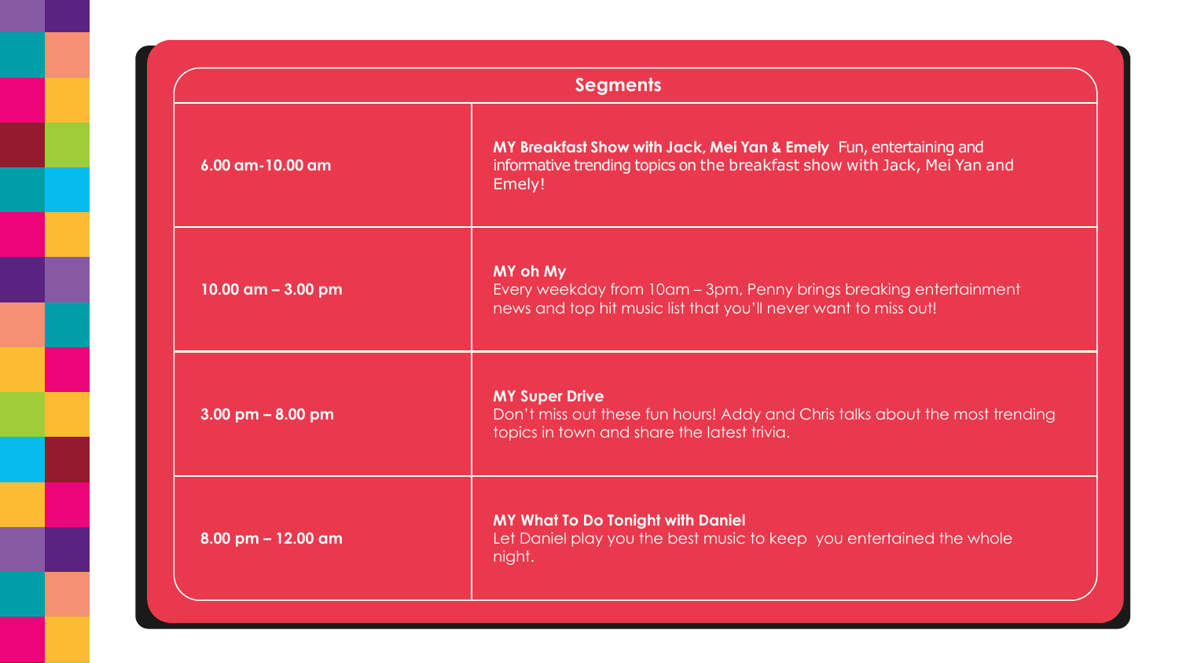| Segments | |
|---|---|
| **6.00 am-10.00 am** | **MY Breakfast Show with Jack, Mei Yan & Emely** Fun, entertaining and informative trending topics on the breakfast show with Jack, Mei Yan and Emely! |
| **10.00 am – 3.00 pm** | **MY oh My** Every weekday from 10am – 3pm, Penny brings breaking entertainment news and top hit music list that you'll never want to miss out! |
| **3.00 pm – 8.00 pm** | **MY Super Drive** Don't miss out these fun hours! Addy and Chris talks about the most trending topics in town and share the latest trivia. |
| **8.00 pm – 12.00 am** | **MY What To Do Tonight with Daniel** Let Daniel play you the best music to keep you entertained the whole night. |